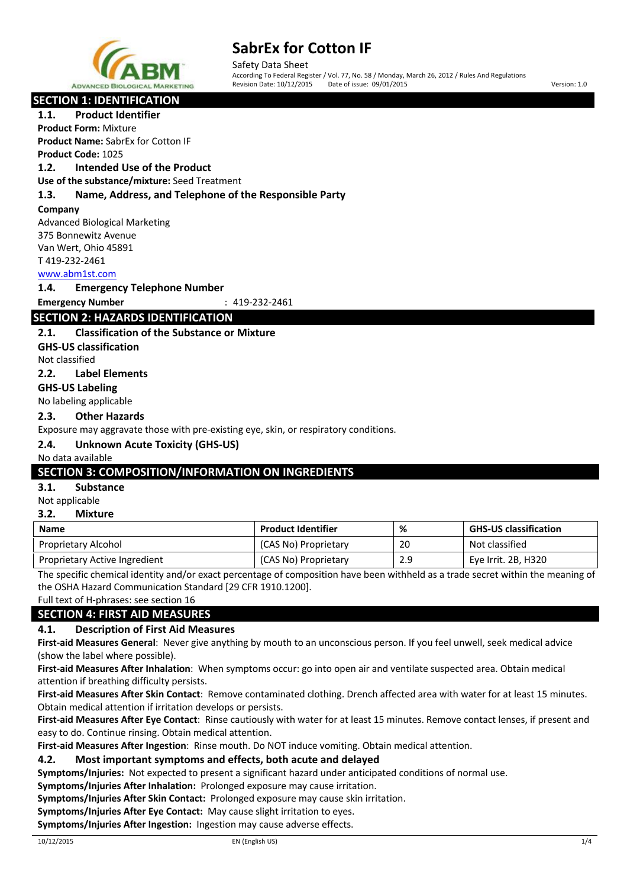# SabrEx for Cotton IF

Safety Data Sheet

According To Federal Register / Vol. 77, No. 58 / Monday, March 26, 2012 / Rules And Regulations

Revision Date: 10/12/2015 Date of issue: 09/01/2015 Version: 1.0

## SECTION 1: IDENTIFICATION

### 1.1. Product Identifier

**Product Form:** Mixture

**Product Name:** SabrEx for Cotton IF

**Product Code:** 1025

### 1.2. Intended Use of the Product

**Use of the substance/mixture:** Seed Treatment

### 1.3. Name, Address, and Telephone of the Responsible Party

**Company**

Advanced Biological Marketing
375 Bonnewitz Avenue
Van Wert, Ohio 45891
T 419-232-2461
www.abm1st.com

### 1.4. Emergency Telephone Number

**Emergency Number** : 419-232-2461

## SECTION 2: HAZARDS IDENTIFICATION

### 2.1. Classification of the Substance or Mixture

**GHS-US classification**

Not classified

### 2.2. Label Elements

**GHS-US Labeling**

No labeling applicable

### 2.3. Other Hazards

Exposure may aggravate those with pre-existing eye, skin, or respiratory conditions.

### 2.4. Unknown Acute Toxicity (GHS-US)

No data available

## SECTION 3: COMPOSITION/INFORMATION ON INGREDIENTS

### 3.1. Substance

Not applicable

### 3.2. Mixture

| Name | Product Identifier | % | GHS-US classification |
|---|---|---|---|
| Proprietary Alcohol | (CAS No) Proprietary | 20 | Not classified |
| Proprietary Active Ingredient | (CAS No) Proprietary | 2.9 | Eye Irrit. 2B, H320 |

The specific chemical identity and/or exact percentage of composition have been withheld as a trade secret within the meaning of the OSHA Hazard Communication Standard [29 CFR 1910.1200].

Full text of H-phrases: see section 16

## SECTION 4: FIRST AID MEASURES

### 4.1. Description of First Aid Measures

**First-aid Measures General**: Never give anything by mouth to an unconscious person. If you feel unwell, seek medical advice (show the label where possible).

**First-aid Measures After Inhalation**: When symptoms occur: go into open air and ventilate suspected area. Obtain medical attention if breathing difficulty persists.

**First-aid Measures After Skin Contact**: Remove contaminated clothing. Drench affected area with water for at least 15 minutes. Obtain medical attention if irritation develops or persists.

**First-aid Measures After Eye Contact**: Rinse cautiously with water for at least 15 minutes. Remove contact lenses, if present and easy to do. Continue rinsing. Obtain medical attention.

**First-aid Measures After Ingestion**: Rinse mouth. Do NOT induce vomiting. Obtain medical attention.

### 4.2. Most important symptoms and effects, both acute and delayed

**Symptoms/Injuries:** Not expected to present a significant hazard under anticipated conditions of normal use.

**Symptoms/Injuries After Inhalation:** Prolonged exposure may cause irritation.

**Symptoms/Injuries After Skin Contact:** Prolonged exposure may cause skin irritation.

**Symptoms/Injuries After Eye Contact:** May cause slight irritation to eyes.

**Symptoms/Injuries After Ingestion:** Ingestion may cause adverse effects.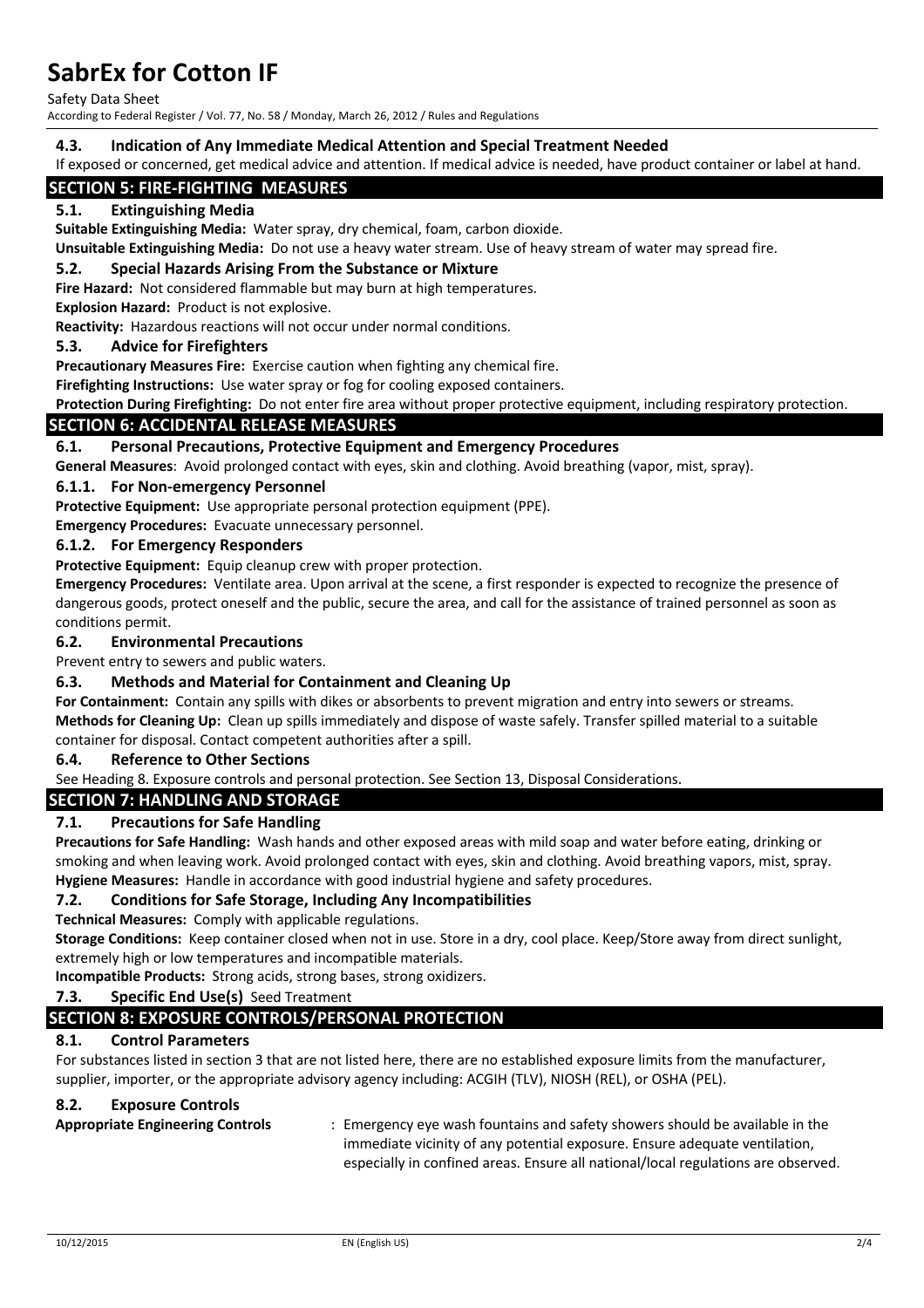### 4.3. Indication of Any Immediate Medical Attention and Special Treatment Needed

If exposed or concerned, get medical advice and attention. If medical advice is needed, have product container or label at hand.

## SECTION 5: FIRE-FIGHTING MEASURES

### 5.1. Extinguishing Media

**Suitable Extinguishing Media:** Water spray, dry chemical, foam, carbon dioxide.

**Unsuitable Extinguishing Media:** Do not use a heavy water stream. Use of heavy stream of water may spread fire.

### 5.2. Special Hazards Arising From the Substance or Mixture

**Fire Hazard:** Not considered flammable but may burn at high temperatures.

**Explosion Hazard:** Product is not explosive.

**Reactivity:** Hazardous reactions will not occur under normal conditions.

### 5.3. Advice for Firefighters

**Precautionary Measures Fire:** Exercise caution when fighting any chemical fire.

**Firefighting Instructions:** Use water spray or fog for cooling exposed containers.

**Protection During Firefighting:** Do not enter fire area without proper protective equipment, including respiratory protection.

## SECTION 6: ACCIDENTAL RELEASE MEASURES

### 6.1. Personal Precautions, Protective Equipment and Emergency Procedures

**General Measures**: Avoid prolonged contact with eyes, skin and clothing. Avoid breathing (vapor, mist, spray).

#### 6.1.1. For Non-emergency Personnel

**Protective Equipment:** Use appropriate personal protection equipment (PPE).

**Emergency Procedures:** Evacuate unnecessary personnel.

#### 6.1.2. For Emergency Responders

**Protective Equipment:** Equip cleanup crew with proper protection.

**Emergency Procedures:** Ventilate area. Upon arrival at the scene, a first responder is expected to recognize the presence of dangerous goods, protect oneself and the public, secure the area, and call for the assistance of trained personnel as soon as conditions permit.

### 6.2. Environmental Precautions

Prevent entry to sewers and public waters.

### 6.3. Methods and Material for Containment and Cleaning Up

**For Containment:** Contain any spills with dikes or absorbents to prevent migration and entry into sewers or streams.

**Methods for Cleaning Up:** Clean up spills immediately and dispose of waste safely. Transfer spilled material to a suitable container for disposal. Contact competent authorities after a spill.

### 6.4. Reference to Other Sections

See Heading 8. Exposure controls and personal protection. See Section 13, Disposal Considerations.

## SECTION 7: HANDLING AND STORAGE

### 7.1. Precautions for Safe Handling

**Precautions for Safe Handling:** Wash hands and other exposed areas with mild soap and water before eating, drinking or smoking and when leaving work. Avoid prolonged contact with eyes, skin and clothing. Avoid breathing vapors, mist, spray.

**Hygiene Measures:** Handle in accordance with good industrial hygiene and safety procedures.

### 7.2. Conditions for Safe Storage, Including Any Incompatibilities

**Technical Measures:** Comply with applicable regulations.

**Storage Conditions:** Keep container closed when not in use. Store in a dry, cool place. Keep/Store away from direct sunlight, extremely high or low temperatures and incompatible materials.

**Incompatible Products:** Strong acids, strong bases, strong oxidizers.

### 7.3. Specific End Use(s) Seed Treatment

## SECTION 8: EXPOSURE CONTROLS/PERSONAL PROTECTION

### 8.1. Control Parameters

For substances listed in section 3 that are not listed here, there are no established exposure limits from the manufacturer, supplier, importer, or the appropriate advisory agency including: ACGIH (TLV), NIOSH (REL), or OSHA (PEL).

### 8.2. Exposure Controls

**Appropriate Engineering Controls** : Emergency eye wash fountains and safety showers should be available in the immediate vicinity of any potential exposure. Ensure adequate ventilation, especially in confined areas. Ensure all national/local regulations are observed.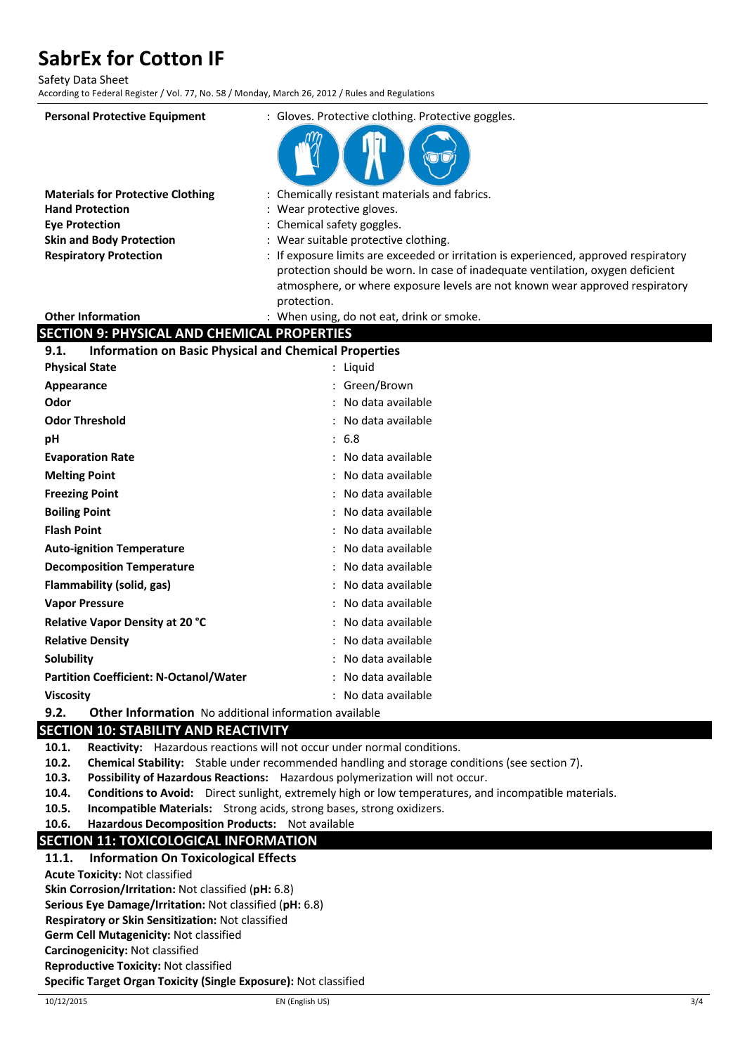| | |
|---|---|
| **Personal Protective Equipment** | : Gloves. Protective clothing. Protective goggles. |
| **Materials for Protective Clothing** | : Chemically resistant materials and fabrics. |
| **Hand Protection** | : Wear protective gloves. |
| **Eye Protection** | : Chemical safety goggles. |
| **Skin and Body Protection** | : Wear suitable protective clothing. |
| **Respiratory Protection** | : If exposure limits are exceeded or irritation is experienced, approved respiratory protection should be worn. In case of inadequate ventilation, oxygen deficient atmosphere, or where exposure levels are not known wear approved respiratory protection. |
| **Other Information** | : When using, do not eat, drink or smoke. |

## SECTION 9: PHYSICAL AND CHEMICAL PROPERTIES

### 9.1. Information on Basic Physical and Chemical Properties

| | |
|---|---|
| **Physical State** | : Liquid |
| **Appearance** | : Green/Brown |
| **Odor** | : No data available |
| **Odor Threshold** | : No data available |
| **pH** | : 6.8 |
| **Evaporation Rate** | : No data available |
| **Melting Point** | : No data available |
| **Freezing Point** | : No data available |
| **Boiling Point** | : No data available |
| **Flash Point** | : No data available |
| **Auto-ignition Temperature** | : No data available |
| **Decomposition Temperature** | : No data available |
| **Flammability (solid, gas)** | : No data available |
| **Vapor Pressure** | : No data available |
| **Relative Vapor Density at 20 °C** | : No data available |
| **Relative Density** | : No data available |
| **Solubility** | : No data available |
| **Partition Coefficient: N-Octanol/Water** | : No data available |
| **Viscosity** | : No data available |

**9.2. Other Information** No additional information available

## SECTION 10: STABILITY AND REACTIVITY

**10.1. Reactivity:** Hazardous reactions will not occur under normal conditions.

**10.2. Chemical Stability:** Stable under recommended handling and storage conditions (see section 7).

**10.3. Possibility of Hazardous Reactions:** Hazardous polymerization will not occur.

**10.4. Conditions to Avoid:** Direct sunlight, extremely high or low temperatures, and incompatible materials.

**10.5. Incompatible Materials:** Strong acids, strong bases, strong oxidizers.

**10.6. Hazardous Decomposition Products:** Not available

## SECTION 11: TOXICOLOGICAL INFORMATION

### 11.1. Information On Toxicological Effects

**Acute Toxicity:** Not classified

**Skin Corrosion/Irritation:** Not classified (**pH:** 6.8)

**Serious Eye Damage/Irritation:** Not classified (**pH:** 6.8)

**Respiratory or Skin Sensitization:** Not classified

**Germ Cell Mutagenicity:** Not classified

**Carcinogenicity:** Not classified

**Reproductive Toxicity:** Not classified

**Specific Target Organ Toxicity (Single Exposure):** Not classified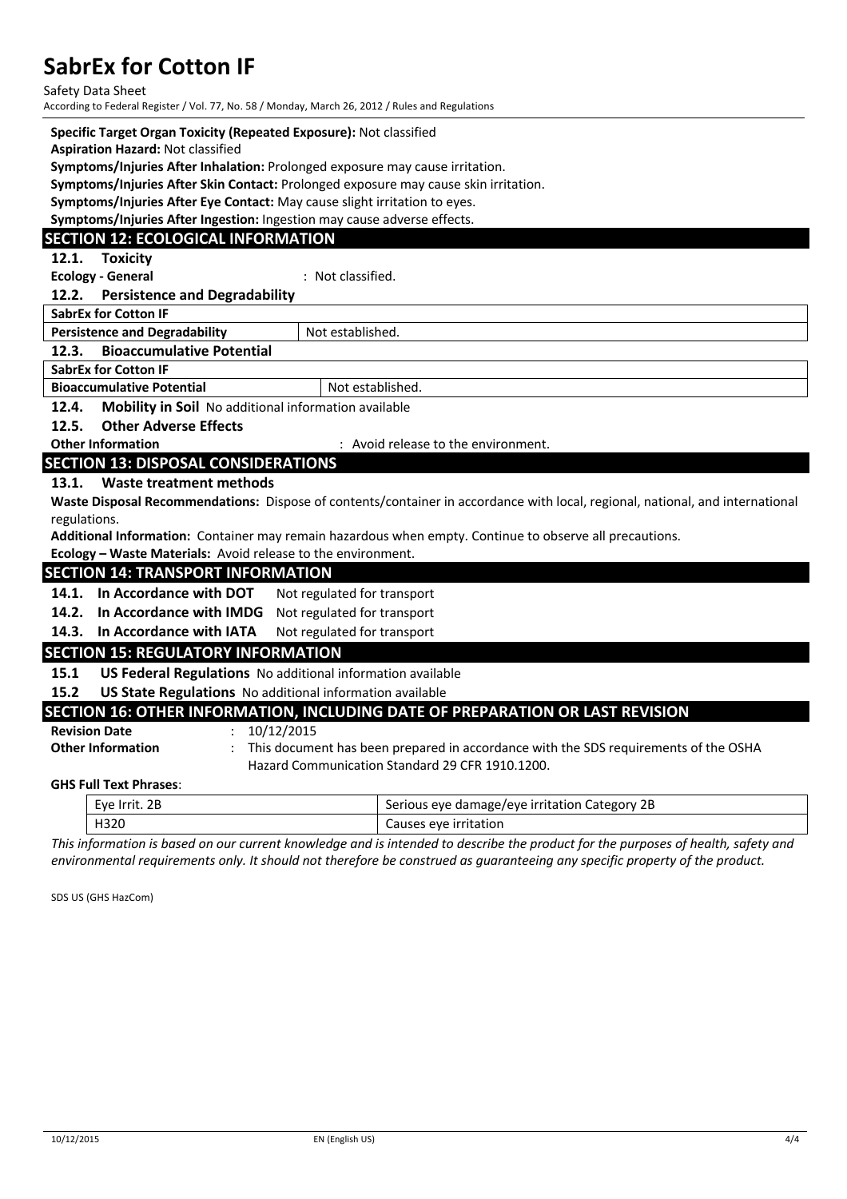**Specific Target Organ Toxicity (Repeated Exposure):** Not classified

**Aspiration Hazard:** Not classified

**Symptoms/Injuries After Inhalation:** Prolonged exposure may cause irritation.

**Symptoms/Injuries After Skin Contact:** Prolonged exposure may cause skin irritation.

**Symptoms/Injuries After Eye Contact:** May cause slight irritation to eyes.

**Symptoms/Injuries After Ingestion:** Ingestion may cause adverse effects.

## SECTION 12: ECOLOGICAL INFORMATION

### 12.1. Toxicity

**Ecology - General** : Not classified.

### 12.2. Persistence and Degradability

| SabrEx for Cotton IF | |
|---|---|
| **Persistence and Degradability** | Not established. |

### 12.3. Bioaccumulative Potential

| SabrEx for Cotton IF | |
|---|---|
| **Bioaccumulative Potential** | Not established. |

### 12.4. Mobility in Soil

No additional information available

### 12.5. Other Adverse Effects

**Other Information** : Avoid release to the environment.

## SECTION 13: DISPOSAL CONSIDERATIONS

### 13.1. Waste treatment methods

**Waste Disposal Recommendations:** Dispose of contents/container in accordance with local, regional, national, and international regulations.

**Additional Information:** Container may remain hazardous when empty. Continue to observe all precautions.

**Ecology – Waste Materials:** Avoid release to the environment.

## SECTION 14: TRANSPORT INFORMATION

**14.1. In Accordance with DOT** Not regulated for transport

**14.2. In Accordance with IMDG** Not regulated for transport

**14.3. In Accordance with IATA** Not regulated for transport

## SECTION 15: REGULATORY INFORMATION

**15.1 US Federal Regulations** No additional information available

**15.2 US State Regulations** No additional information available

## SECTION 16: OTHER INFORMATION, INCLUDING DATE OF PREPARATION OR LAST REVISION

**Revision Date** : 10/12/2015

**Other Information** : This document has been prepared in accordance with the SDS requirements of the OSHA Hazard Communication Standard 29 CFR 1910.1200.

**GHS Full Text Phrases**:

| | |
|---|---|
| Eye Irrit. 2B | Serious eye damage/eye irritation Category 2B |
| H320 | Causes eye irritation |

*This information is based on our current knowledge and is intended to describe the product for the purposes of health, safety and environmental requirements only. It should not therefore be construed as guaranteeing any specific property of the product.*

SDS US (GHS HazCom)